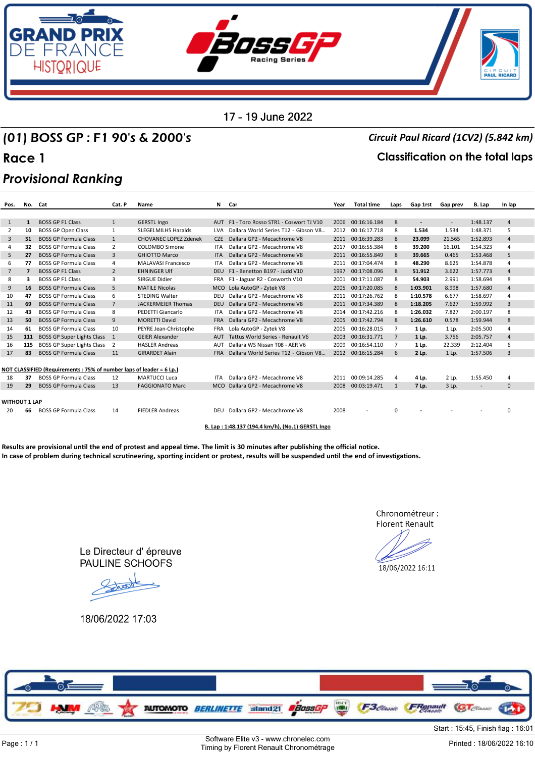17 - 19 June 2022

# (01) BOSS GP : F1 90's & 2000's

*Circuit Paul Ricard (1CV2) (5.842 km)*

## Race 1

**Classification on the total laps**

*Provisional Ranking*

| Pos. | No. | Cat | Cat. P | Name | N | Car | Year | Total time | Laps | Gap 1rst | Gap prev | B. Lap | In lap |
|---|---|---|---|---|---|---|---|---|---|---|---|---|---|
| 1 | **1** | BOSS GP F1 Class | 1 | GERSTL Ingo | AUT | F1 - Toro Rosso STR1 - Cosworth TJ V10 | 2006 | 00:16:16.184 | 8 | - | - | 1:48.137 | 4 |
| 2 | **10** | BOSS GP Open Class | 1 | SLEGELMILHS Haralds | LVA | Dallara World Series T12 - Gibson V8... | 2012 | 00:16:17.718 | 8 | **1.534** | 1.534 | 1:48.371 | 5 |
| 3 | **51** | BOSS GP Formula Class | 1 | CHOVANEC LOPEZ Zdenek | CZE | Dallara GP2 - Mecachrome V8 | 2011 | 00:16:39.283 | 8 | **23.099** | 21.565 | 1:52.893 | 4 |
| 4 | **32** | BOSS GP Formula Class | 2 | COLOMBO Simone | ITA | Dallara GP2 - Mecachrome V8 | 2017 | 00:16:55.384 | 8 | **39.200** | 16.101 | 1:54.323 | 4 |
| 5 | **27** | BOSS GP Formula Class | 3 | GHIOTTO Marco | ITA | Dallara GP2 - Mecachrome V8 | 2011 | 00:16:55.849 | 8 | **39.665** | 0.465 | 1:53.468 | 5 |
| 6 | **77** | BOSS GP Formula Class | 4 | MALAVASI Francesco | ITA | Dallara GP2 - Mecachrome V8 | 2011 | 00:17:04.474 | 8 | **48.290** | 8.625 | 1:54.878 | 4 |
| 7 | **7** | BOSS GP F1 Class | 2 | EHNINGER Ulf | DEU | F1 - Benetton B197 - Judd V10 | 1997 | 00:17:08.096 | 8 | **51.912** | 3.622 | 1:57.773 | 4 |
| 8 | **3** | BOSS GP F1 Class | 3 | SIRGUE Didier | FRA | F1 - Jaguar R2 - Cosworth V10 | 2001 | 00:17:11.087 | 8 | **54.903** | 2.991 | 1:58.694 | 8 |
| 9 | **16** | BOSS GP Formula Class | 5 | MATILE Nicolas | MCO | Lola AutoGP - Zytek V8 | 2005 | 00:17:20.085 | 8 | **1:03.901** | 8.998 | 1:57.680 | 4 |
| 10 | **47** | BOSS GP Formula Class | 6 | STEDING Walter | DEU | Dallara GP2 - Mecachrome V8 | 2011 | 00:17:26.762 | 8 | **1:10.578** | 6.677 | 1:58.697 | 4 |
| 11 | **69** | BOSS GP Formula Class | 7 | JACKERMEIER Thomas | DEU | Dallara GP2 - Mecachrome V8 | 2011 | 00:17:34.389 | 8 | **1:18.205** | 7.627 | 1:59.992 | 3 |
| 12 | **43** | BOSS GP Formula Class | 8 | PEDETTI Giancarlo | ITA | Dallara GP2 - Mecachrome V8 | 2014 | 00:17:42.216 | 8 | **1:26.032** | 7.827 | 2:00.197 | 8 |
| 13 | **50** | BOSS GP Formula Class | 9 | MORETTI David | FRA | Dallara GP2 - Mecachrome V8 | 2005 | 00:17:42.794 | 8 | **1:26.610** | 0.578 | 1:59.944 | 8 |
| 14 | **61** | BOSS GP Formula Class | 10 | PEYRE Jean-Christophe | FRA | Lola AutoGP - Zytek V8 | 2005 | 00:16:28.015 | 7 | **1 Lp.** | 1 Lp. | 2:05.500 | 4 |
| 15 | **111** | BOSS GP Super Lights Class | 1 | GEIER Alexander | AUT | Tattus World Series - Renault V6 | 2003 | 00:16:31.771 | 7 | **1 Lp.** | 3.756 | 2:05.757 | 4 |
| 16 | **115** | BOSS GP Super Lights Class | 2 | HASLER Andreas | AUT | Dallara WS Nissan T08 - AER V6 | 2009 | 00:16:54.110 | 7 | **1 Lp.** | 22.339 | 2:12.404 | 6 |
| 17 | **83** | BOSS GP Formula Class | 11 | GIRARDET Alain | FRA | Dallara World Series T12 - Gibson V8... | 2012 | 00:16:15.284 | 6 | **2 Lp.** | 1 Lp. | 1:57.506 | 3 |
| **NOT CLASSIFIED (Requirements : 75% of number laps of leader = 6 Lp.)** | | | | | | | | | | | | | |
| 18 | **37** | BOSS GP Formula Class | 12 | MARTUCCI Luca | ITA | Dallara GP2 - Mecachrome V8 | 2011 | 00:09:14.285 | 4 | **4 Lp.** | 2 Lp. | 1:55.450 | 4 |
| 19 | **29** | BOSS GP Formula Class | 13 | FAGGIONATO Marc | MCO | Dallara GP2 - Mecachrome V8 | 2008 | 00:03:19.471 | 1 | **7 Lp.** | 3 Lp. | - | 0 |
| **WITHOUT 1 LAP** | | | | | | | | | | | | | |
| 20 | **66** | BOSS GP Formula Class | 14 | FIEDLER Andreas | DEU | Dallara GP2 - Mecachrome V8 | 2008 | - | 0 | **-** | - | - | 0 |

**B. Lap : 1:48.137 (194.4 km/h), (No.1) GERSTL Ingo**

**Results are provisional until the end of protest and appeal time. The limit is 30 minutes after publishing the official notice.**
**In case of problem during technical scrutineering, sporting incident or protest, results will be suspended until the end of investigations.**

Chronométreur :
Florent Renault
18/06/2022 16:11

Le Directeur d' épreuve
PAULINE SCHOOFS
18/06/2022 17:03

Start : 15:45, Finish flag : 16:01

Software Elite v3 - www.chronelec.com
Timing by Florent Renault Chronométrage

Printed : 18/06/2022 16:10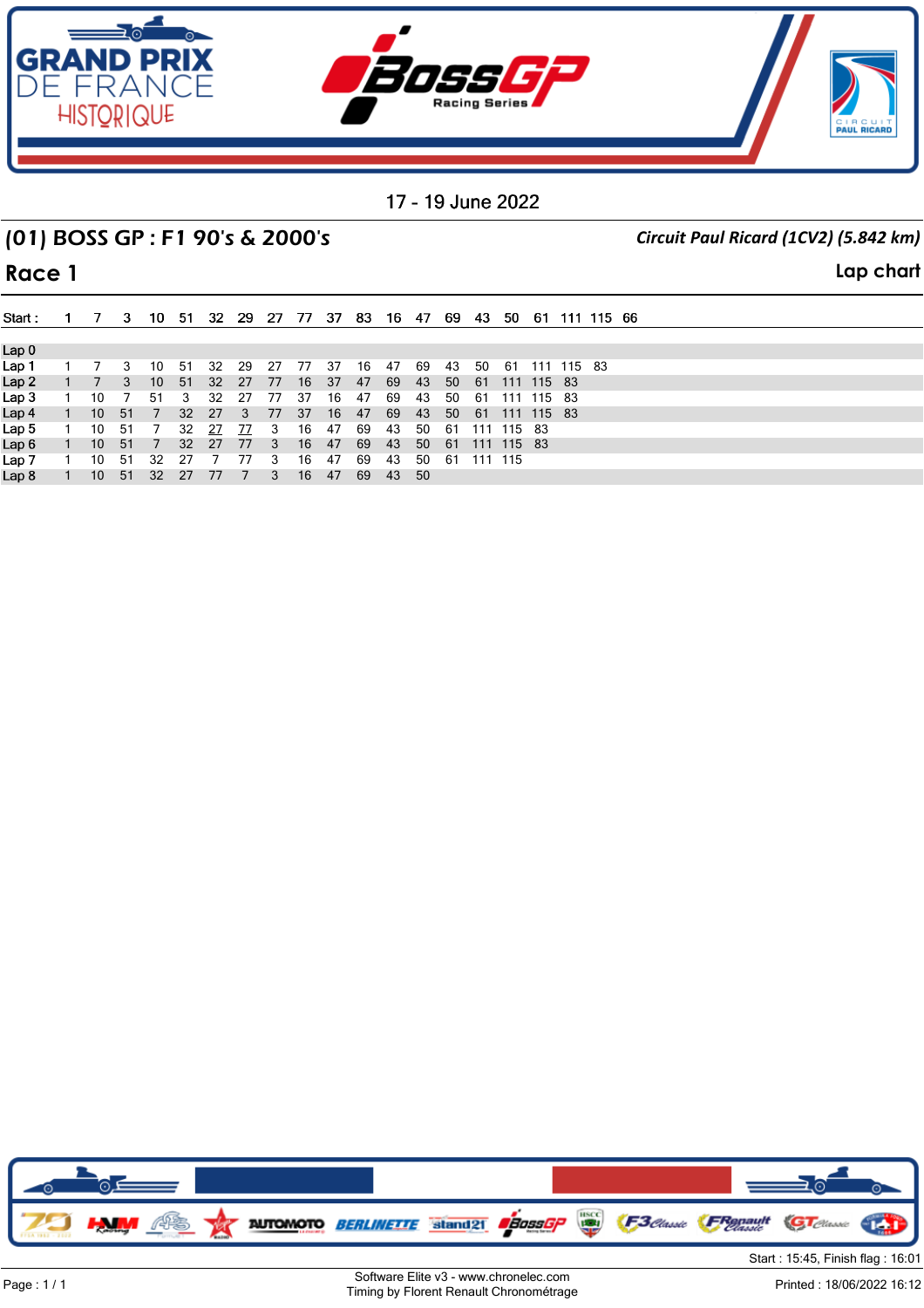17 - 19 June 2022

## (01) BOSS GP : F1 90's & 2000's

*Circuit Paul Ricard (1CV2) (5.842 km)*

## Race 1

**Lap chart**

| Start : | 1 | 7 | 3 | 10 | 51 | 32 | 29 | 27 | 77 | 37 | 83 | 16 | 47 | 69 | 43 | 50 | 61 | 111 | 115 | 66 |
|---|---|---|---|---|---|---|---|---|---|---|---|---|---|---|---|---|---|---|---|---|
| Lap 0 | | | | | | | | | | | | | | | | | | | | |
| Lap 1 | 1 | 7 | 3 | 10 | 51 | 32 | 29 | 27 | 77 | 37 | 16 | 47 | 69 | 43 | 50 | 61 | 111 | 115 | 83 | |
| Lap 2 | 1 | 7 | 3 | 10 | 51 | 32 | 27 | 77 | 16 | 37 | 47 | 69 | 43 | 50 | 61 | 111 | 115 | 83 | | |
| Lap 3 | 1 | 10 | 7 | 51 | 3 | 32 | 27 | 77 | 37 | 16 | 47 | 69 | 43 | 50 | 61 | 111 | 115 | 83 | | |
| Lap 4 | 1 | 10 | 51 | 7 | 32 | 27 | 3 | 77 | 37 | 16 | 47 | 69 | 43 | 50 | 61 | 111 | 115 | 83 | | |
| Lap 5 | 1 | 10 | 51 | 7 | 32 | 27 | 77 | 3 | 16 | 47 | 69 | 43 | 50 | 61 | 111 | 115 | 83 | | | |
| Lap 6 | 1 | 10 | 51 | 7 | 32 | 27 | 77 | 3 | 16 | 47 | 69 | 43 | 50 | 61 | 111 | 115 | 83 | | | |
| Lap 7 | 1 | 10 | 51 | 32 | 27 | 7 | 77 | 3 | 16 | 47 | 69 | 43 | 50 | 61 | 111 | 115 | | | | |
| Lap 8 | 1 | 10 | 51 | 32 | 27 | 77 | 7 | 3 | 16 | 47 | 69 | 43 | 50 | | | | | | | |

Start : 15:45, Finish flag : 16:01

Software Elite v3 - www.chronelec.com
Timing by Florent Renault Chronométrage

Printed : 18/06/2022 16:12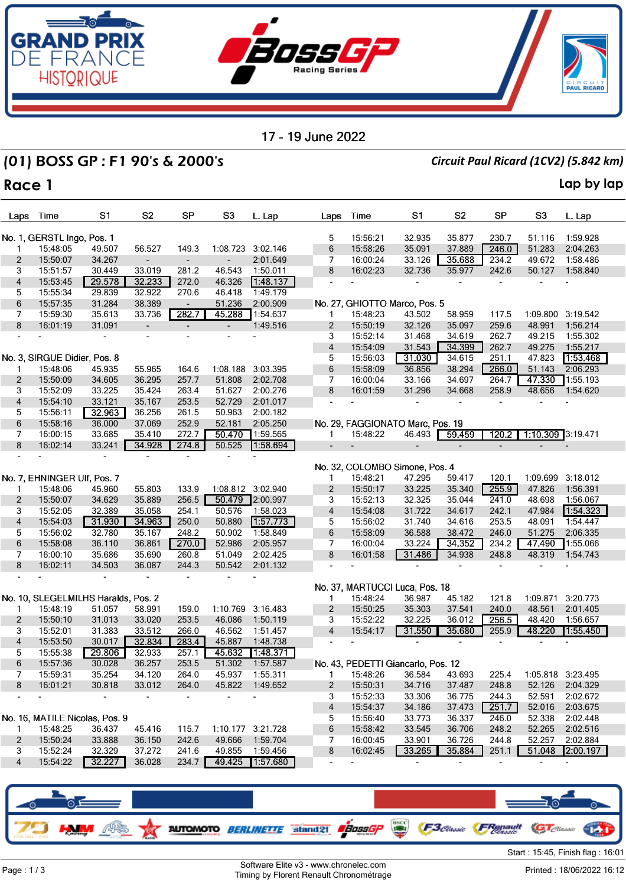17 - 19 June 2022

## (01) BOSS GP : F1 90's & 2000's

*Circuit Paul Ricard (1CV2) (5.842 km)*

## Race 1

Lap by lap

| Laps | Time | S1 | S2 | SP | S3 | L. Lap |
|---|---|---|---|---|---|---|
| **No. 1, GERSTL Ingo, Pos. 1** | | | | | | |
| 1 | 15:48:05 | 49.507 | 56.527 | 149.3 | 1:08.723 | 3:02.146 |
| 2 | 15:50:07 | 34.267 | - | - | - | 2:01.649 |
| 3 | 15:51:57 | 30.449 | 33.019 | 281.2 | 46.543 | 1:50.011 |
| 4 | 15:53:45 | 29.578 | 32.233 | 272.0 | 46.326 | 1:48.137 |
| 5 | 15:55:34 | 29.839 | 32.922 | 270.6 | 46.418 | 1:49.179 |
| 6 | 15:57:35 | 31.284 | 38.389 | - | 51.236 | 2:00.909 |
| 7 | 15:59:30 | 35.613 | 33.736 | 282.7 | 45.288 | 1:54.637 |
| 8 | 16:01:19 | 31.091 | - | - | - | 1:49.516 |
| - | - | - | - | - | - | - |
| **No. 3, SIRGUE Didier, Pos. 8** | | | | | | |
| 1 | 15:48:06 | 45.935 | 55.965 | 164.6 | 1:08.188 | 3:03.395 |
| 2 | 15:50:09 | 34.605 | 36.295 | 257.7 | 51.808 | 2:02.708 |
| 3 | 15:52:09 | 33.225 | 35.424 | 263.4 | 51.627 | 2:00.276 |
| 4 | 15:54:10 | 33.121 | 35.167 | 253.5 | 52.729 | 2:01.017 |
| 5 | 15:56:11 | 32.963 | 36.256 | 261.5 | 50.963 | 2:00.182 |
| 6 | 15:58:16 | 36.000 | 37.069 | 252.9 | 52.181 | 2:05.250 |
| 7 | 16:00:15 | 33.685 | 35.410 | 272.7 | 50.470 | 1:59.565 |
| 8 | 16:02:14 | 33.241 | 34.928 | 274.8 | 50.525 | 1:58.694 |
| - | - | - | - | - | - | - |
| **No. 7, EHNINGER Ulf, Pos. 7** | | | | | | |
| 1 | 15:48:06 | 45.960 | 55.803 | 133.9 | 1:08.812 | 3:02.940 |
| 2 | 15:50:07 | 34.629 | 35.889 | 256.5 | 50.479 | 2:00.997 |
| 3 | 15:52:05 | 32.389 | 35.058 | 254.1 | 50.576 | 1:58.023 |
| 4 | 15:54:03 | 31.930 | 34.963 | 250.0 | 50.880 | 1:57.773 |
| 5 | 15:56:02 | 32.780 | 35.167 | 248.2 | 50.902 | 1:58.849 |
| 6 | 15:58:08 | 36.110 | 36.861 | 270.0 | 52.986 | 2:05.957 |
| 7 | 16:00:10 | 35.686 | 35.690 | 260.8 | 51.049 | 2:02.425 |
| 8 | 16:02:11 | 34.503 | 36.087 | 244.3 | 50.542 | 2:01.132 |
| - | - | - | - | - | - | - |
| **No. 10, SLEGELMILHS Haralds, Pos. 2** | | | | | | |
| 1 | 15:48:19 | 51.057 | 58.991 | 159.0 | 1:10.769 | 3:16.483 |
| 2 | 15:50:10 | 31.013 | 33.020 | 253.5 | 46.086 | 1:50.119 |
| 3 | 15:52:01 | 31.383 | 33.512 | 266.0 | 46.562 | 1:51.457 |
| 4 | 15:53:50 | 30.017 | 32.834 | 283.4 | 45.887 | 1:48.738 |
| 5 | 15:55:38 | 29.806 | 32.933 | 257.1 | 45.632 | 1:48.371 |
| 6 | 15:57:36 | 30.028 | 36.257 | 253.5 | 51.302 | 1:57.587 |
| 7 | 15:59:31 | 35.254 | 34.120 | 264.0 | 45.937 | 1:55.311 |
| 8 | 16:01:21 | 30.818 | 33.012 | 264.0 | 45.822 | 1:49.652 |
| - | - | - | - | - | - | - |
| **No. 16, MATILE Nicolas, Pos. 9** | | | | | | |
| 1 | 15:48:25 | 36.437 | 45.416 | 115.7 | 1:10.177 | 3:21.728 |
| 2 | 15:50:24 | 33.888 | 36.150 | 242.6 | 49.666 | 1:59.704 |
| 3 | 15:52:24 | 32.329 | 37.272 | 241.6 | 49.855 | 1:59.456 |
| 4 | 15:54:22 | 32.227 | 36.028 | 234.7 | 49.425 | 1:57.680 |
| 5 | 15:56:21 | 32.935 | 35.877 | 230.7 | 51.116 | 1:59.928 |
| 6 | 15:58:26 | 35.091 | 37.889 | 246.0 | 51.283 | 2:04.263 |
| 7 | 16:00:24 | 33.126 | 35.688 | 234.2 | 49.672 | 1:58.486 |
| 8 | 16:02:23 | 32.736 | 35.977 | 242.6 | 50.127 | 1:58.840 |
| - | - | - | - | - | - | - |
| **No. 27, GHIOTTO Marco, Pos. 5** | | | | | | |
| 1 | 15:48:23 | 43.502 | 58.959 | 117.5 | 1:09.800 | 3:19.542 |
| 2 | 15:50:19 | 32.126 | 35.097 | 259.6 | 48.991 | 1:56.214 |
| 3 | 15:52:14 | 31.468 | 34.619 | 262.7 | 49.215 | 1:55.302 |
| 4 | 15:54:09 | 31.543 | 34.399 | 262.7 | 49.275 | 1:55.217 |
| 5 | 15:56:03 | 31.030 | 34.615 | 251.1 | 47.823 | 1:53.468 |
| 6 | 15:58:09 | 36.856 | 38.294 | 266.0 | 51.143 | 2:06.293 |
| 7 | 16:00:04 | 33.166 | 34.697 | 264.7 | 47.330 | 1:55.193 |
| 8 | 16:01:59 | 31.296 | 34.668 | 258.9 | 48.656 | 1:54.620 |
| - | - | - | - | - | - | - |
| **No. 29, FAGGIONATO Marc, Pos. 19** | | | | | | |
| 1 | 15:48:22 | 46.493 | 59.459 | 120.2 | 1:10.309 | 3:19.471 |
| - | - | - | - | - | - | - |
| **No. 32, COLOMBO Simone, Pos. 4** | | | | | | |
| 1 | 15:48:21 | 47.295 | 59.417 | 120.1 | 1:09.699 | 3:18.012 |
| 2 | 15:50:17 | 33.225 | 35.340 | 255.9 | 47.826 | 1:56.391 |
| 3 | 15:52:13 | 32.325 | 35.044 | 241.0 | 48.698 | 1:56.067 |
| 4 | 15:54:08 | 31.722 | 34.617 | 242.1 | 47.984 | 1:54.323 |
| 5 | 15:56:02 | 31.740 | 34.616 | 253.5 | 48.091 | 1:54.447 |
| 6 | 15:58:09 | 36.588 | 38.472 | 246.0 | 51.275 | 2:06.335 |
| 7 | 16:00:04 | 33.224 | 34.352 | 234.2 | 47.490 | 1:55.066 |
| 8 | 16:01:58 | 31.486 | 34.938 | 248.8 | 48.319 | 1:54.743 |
| - | - | - | - | - | - | - |
| **No. 37, MARTUCCI Luca, Pos. 18** | | | | | | |
| 1 | 15:48:24 | 36.987 | 45.182 | 121.8 | 1:09.871 | 3:20.773 |
| 2 | 15:50:25 | 35.303 | 37.541 | 240.0 | 48.561 | 2:01.405 |
| 3 | 15:52:22 | 32.225 | 36.012 | 256.5 | 48.420 | 1:56.657 |
| 4 | 15:54:17 | 31.550 | 35.680 | 255.9 | 48.220 | 1:55.450 |
| - | - | - | - | - | - | - |
| **No. 43, PEDETTI Giancarlo, Pos. 12** | | | | | | |
| 1 | 15:48:26 | 36.584 | 43.693 | 225.4 | 1:05.818 | 3:23.495 |
| 2 | 15:50:31 | 34.716 | 37.487 | 248.8 | 52.126 | 2:04.329 |
| 3 | 15:52:33 | 33.306 | 36.775 | 244.3 | 52.591 | 2:02.672 |
| 4 | 15:54:37 | 34.186 | 37.473 | 251.7 | 52.016 | 2:03.675 |
| 5 | 15:56:40 | 33.773 | 36.337 | 246.0 | 52.338 | 2:02.448 |
| 6 | 15:58:42 | 33.545 | 36.706 | 248.2 | 52.265 | 2:02.516 |
| 7 | 16:00:45 | 33.901 | 36.726 | 244.8 | 52.257 | 2:02.884 |
| 8 | 16:02:45 | 33.265 | 35.884 | 251.1 | 51.048 | 2:00.197 |
| - | - | - | - | - | - | - |

Start : 15:45, Finish flag : 16:01

Software Elite v3 - www.chronelec.com
Timing by Florent Renault Chronométrage

Printed : 18/06/2022 16:12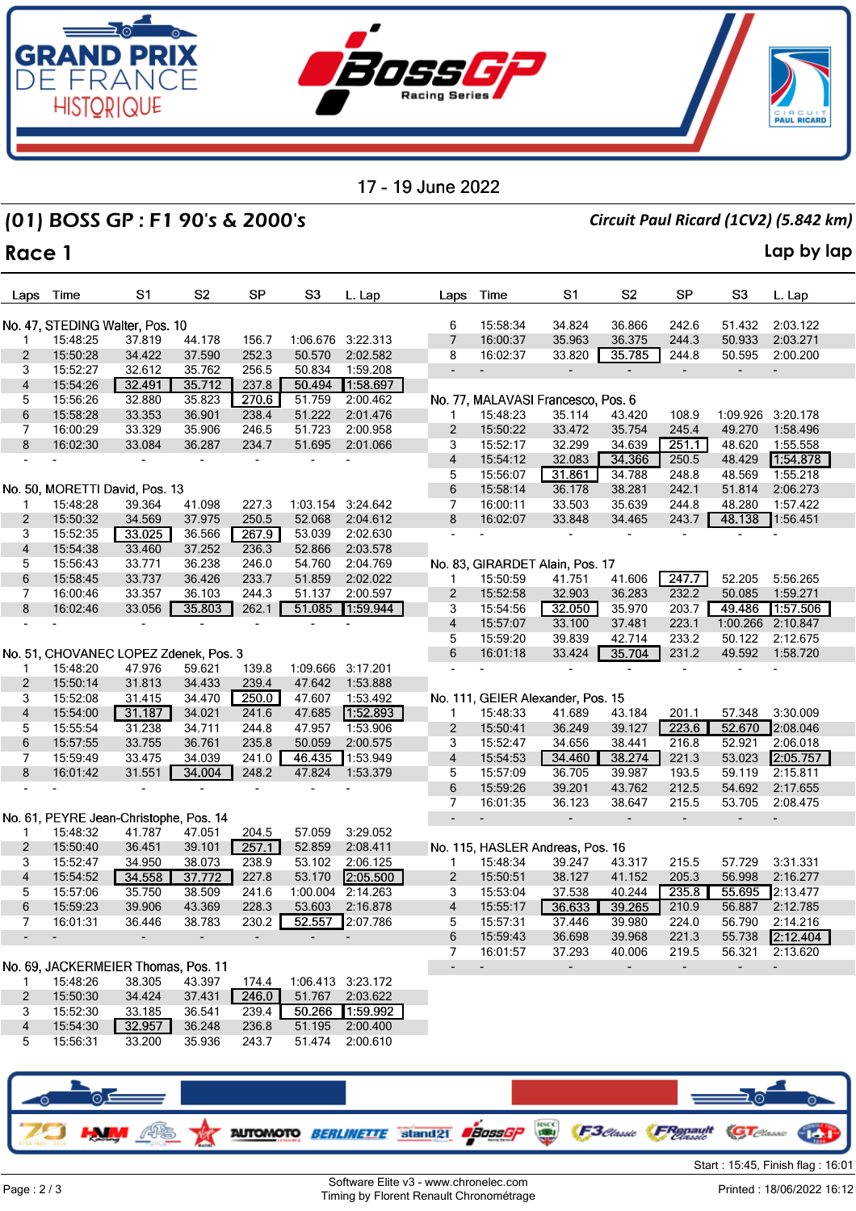17 - 19 June 2022

## (01) BOSS GP : F1 90's & 2000's

*Circuit Paul Ricard (1CV2) (5.842 km)*

## Race 1

Lap by lap

### No. 47, STEDING Walter, Pos. 10

| Laps | Time | S1 | S2 | SP | S3 | L. Lap |
|---|---|---|---|---|---|---|
| 1 | 15:48:25 | 37.819 | 44.178 | 156.7 | 1:06.676 | 3:22.313 |
| 2 | 15:50:28 | 34.422 | 37.590 | 252.3 | 50.570 | 2:02.582 |
| 3 | 15:52:27 | 32.612 | 35.762 | 256.5 | 50.834 | 1:59.208 |
| 4 | 15:54:26 | 32.491 | 35.712 | 237.8 | 50.494 | 1:58.697 |
| 5 | 15:56:26 | 32.880 | 35.823 | 270.6 | 51.759 | 2:00.462 |
| 6 | 15:58:28 | 33.353 | 36.901 | 238.4 | 51.222 | 2:01.476 |
| 7 | 16:00:29 | 33.329 | 35.906 | 246.5 | 51.723 | 2:00.958 |
| 8 | 16:02:30 | 33.084 | 36.287 | 234.7 | 51.695 | 2:01.066 |
| - | - | - | - | - | - | - |

### No. 50, MORETTI David, Pos. 13

| Laps | Time | S1 | S2 | SP | S3 | L. Lap |
|---|---|---|---|---|---|---|
| 1 | 15:48:28 | 39.364 | 41.098 | 227.3 | 1:03.154 | 3:24.642 |
| 2 | 15:50:32 | 34.569 | 37.975 | 250.5 | 52.068 | 2:04.612 |
| 3 | 15:52:35 | 33.025 | 36.566 | 267.9 | 53.039 | 2:02.630 |
| 4 | 15:54:38 | 33.460 | 37.252 | 236.3 | 52.866 | 2:03.578 |
| 5 | 15:56:43 | 33.771 | 36.238 | 246.0 | 54.760 | 2:04.769 |
| 6 | 15:58:45 | 33.737 | 36.426 | 233.7 | 51.859 | 2:02.022 |
| 7 | 16:00:46 | 33.357 | 36.103 | 244.3 | 51.137 | 2:00.597 |
| 8 | 16:02:46 | 33.056 | 35.803 | 262.1 | 51.085 | 1:59.944 |
| - | - | - | - | - | - | - |

### No. 51, CHOVANEC LOPEZ Zdenek, Pos. 3

| Laps | Time | S1 | S2 | SP | S3 | L. Lap |
|---|---|---|---|---|---|---|
| 1 | 15:48:20 | 47.976 | 59.621 | 139.8 | 1:09.666 | 3:17.201 |
| 2 | 15:50:14 | 31.813 | 34.433 | 239.4 | 47.642 | 1:53.888 |
| 3 | 15:52:08 | 31.415 | 34.470 | 250.0 | 47.607 | 1:53.492 |
| 4 | 15:54:00 | 31.187 | 34.021 | 241.6 | 47.685 | 1:52.893 |
| 5 | 15:55:54 | 31.238 | 34.711 | 244.8 | 47.957 | 1:53.906 |
| 6 | 15:57:55 | 33.755 | 36.761 | 235.8 | 50.059 | 2:00.575 |
| 7 | 15:59:49 | 33.475 | 34.039 | 241.0 | 46.435 | 1:53.949 |
| 8 | 16:01:42 | 31.551 | 34.004 | 248.2 | 47.824 | 1:53.379 |
| - | - | - | - | - | - | - |

### No. 61, PEYRE Jean-Christophe, Pos. 14

| Laps | Time | S1 | S2 | SP | S3 | L. Lap |
|---|---|---|---|---|---|---|
| 1 | 15:48:32 | 41.787 | 47.051 | 204.5 | 57.059 | 3:29.052 |
| 2 | 15:50:40 | 36.451 | 39.101 | 257.1 | 52.859 | 2:08.411 |
| 3 | 15:52:47 | 34.950 | 38.073 | 238.9 | 53.102 | 2:06.125 |
| 4 | 15:54:52 | 34.558 | 37.772 | 227.8 | 53.170 | 2:05.500 |
| 5 | 15:57:06 | 35.750 | 38.509 | 241.6 | 1:00.004 | 2:14.263 |
| 6 | 15:59:23 | 39.906 | 43.369 | 228.3 | 53.603 | 2:16.878 |
| 7 | 16:01:31 | 36.446 | 38.783 | 230.2 | 52.557 | 2:07.786 |
| - | - | - | - | - | - | - |

### No. 69, JACKERMEIER Thomas, Pos. 11

| Laps | Time | S1 | S2 | SP | S3 | L. Lap |
|---|---|---|---|---|---|---|
| 1 | 15:48:26 | 38.305 | 43.397 | 174.4 | 1:06.413 | 3:23.172 |
| 2 | 15:50:30 | 34.424 | 37.431 | 246.0 | 51.767 | 2:03.622 |
| 3 | 15:52:30 | 33.185 | 36.541 | 239.4 | 50.266 | 1:59.992 |
| 4 | 15:54:30 | 32.957 | 36.248 | 236.8 | 51.195 | 2:00.400 |
| 5 | 15:56:31 | 33.200 | 35.936 | 243.7 | 51.474 | 2:00.610 |
| 6 | 15:58:34 | 34.824 | 36.866 | 242.6 | 51.432 | 2:03.122 |
| 7 | 16:00:37 | 35.963 | 36.375 | 244.3 | 50.933 | 2:03.271 |
| 8 | 16:02:37 | 33.820 | 35.785 | 244.8 | 50.595 | 2:00.200 |
| - | - | - | - | - | - | - |

### No. 77, MALAVASI Francesco, Pos. 6

| Laps | Time | S1 | S2 | SP | S3 | L. Lap |
|---|---|---|---|---|---|---|
| 1 | 15:48:23 | 35.114 | 43.420 | 108.9 | 1:09.926 | 3:20.178 |
| 2 | 15:50:22 | 33.472 | 35.754 | 245.4 | 49.270 | 1:58.496 |
| 3 | 15:52:17 | 32.299 | 34.639 | 251.1 | 48.620 | 1:55.558 |
| 4 | 15:54:12 | 32.083 | 34.366 | 250.5 | 48.429 | 1:54.878 |
| 5 | 15:56:07 | 31.861 | 34.788 | 248.8 | 48.569 | 1:55.218 |
| 6 | 15:58:14 | 36.178 | 38.281 | 242.1 | 51.814 | 2:06.273 |
| 7 | 16:00:11 | 33.503 | 35.639 | 244.8 | 48.280 | 1:57.422 |
| 8 | 16:02:03 | 33.848 | 34.465 | 243.7 | 48.138 | 1:56.451 |
| - | - | - | - | - | - | - |

### No. 83, GIRARDET Alain, Pos. 17

| Laps | Time | S1 | S2 | SP | S3 | L. Lap |
|---|---|---|---|---|---|---|
| 1 | 15:50:59 | 41.751 | 41.606 | 247.7 | 52.205 | 5:56.265 |
| 2 | 15:52:58 | 32.903 | 36.283 | 232.2 | 50.085 | 1:59.271 |
| 3 | 15:54:56 | 32.050 | 35.970 | 203.7 | 49.486 | 1:57.506 |
| 4 | 15:57:07 | 33.100 | 37.481 | 223.1 | 1:00.266 | 2:10.847 |
| 5 | 15:59:20 | 39.839 | 42.714 | 233.2 | 50.122 | 2:12.675 |
| 6 | 16:01:18 | 33.424 | 35.704 | 231.2 | 49.592 | 1:58.720 |
| - | - | - | - | - | - | - |

### No. 111, GEIER Alexander, Pos. 15

| Laps | Time | S1 | S2 | SP | S3 | L. Lap |
|---|---|---|---|---|---|---|
| 1 | 15:48:33 | 41.689 | 43.184 | 201.1 | 57.348 | 3:30.009 |
| 2 | 15:50:41 | 36.249 | 39.127 | 223.6 | 52.670 | 2:08.046 |
| 3 | 15:52:47 | 34.656 | 38.441 | 216.8 | 52.921 | 2:06.018 |
| 4 | 15:54:53 | 34.460 | 38.274 | 221.3 | 53.023 | 2:05.757 |
| 5 | 15:57:09 | 36.705 | 39.987 | 193.5 | 59.119 | 2:15.811 |
| 6 | 15:59:26 | 39.201 | 43.762 | 212.5 | 54.692 | 2:17.655 |
| 7 | 16:01:35 | 36.123 | 38.647 | 215.5 | 53.705 | 2:08.475 |
| - | - | - | - | - | - | - |

### No. 115, HASLER Andreas, Pos. 16

| Laps | Time | S1 | S2 | SP | S3 | L. Lap |
|---|---|---|---|---|---|---|
| 1 | 15:48:34 | 39.247 | 43.317 | 215.5 | 57.729 | 3:31.331 |
| 2 | 15:50:51 | 38.127 | 41.152 | 205.3 | 56.998 | 2:16.277 |
| 3 | 15:53:04 | 37.538 | 40.244 | 235.8 | 55.695 | 2:13.477 |
| 4 | 15:55:17 | 36.633 | 39.265 | 210.9 | 56.887 | 2:12.785 |
| 5 | 15:57:31 | 37.446 | 39.980 | 224.0 | 56.790 | 2:14.216 |
| 6 | 15:59:43 | 36.698 | 39.968 | 221.3 | 55.738 | 2:12.404 |
| 7 | 16:01:57 | 37.293 | 40.006 | 219.5 | 56.321 | 2:13.620 |
| - | - | - | - | - | - | - |

Start : 15:45, Finish flag : 16:01

Software Elite v3 - www.chronelec.com
Timing by Florent Renault Chronométrage

Printed : 18/06/2022 16:12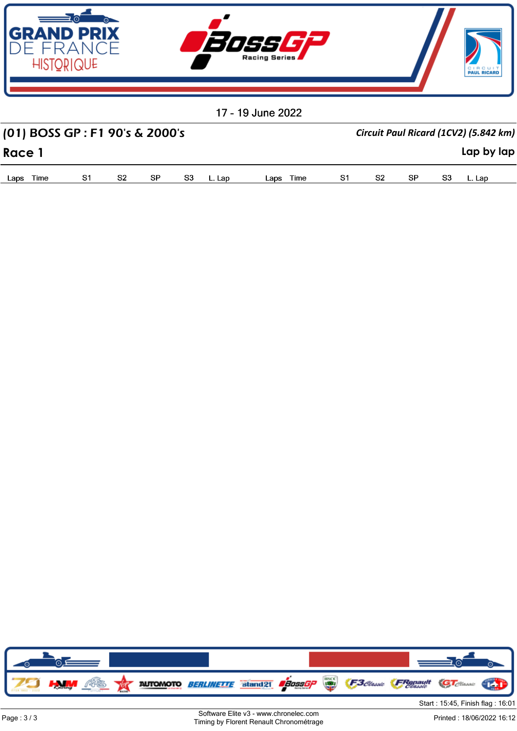17 - 19 June 2022

## (01) BOSS GP : F1 90's & 2000's

*Circuit Paul Ricard (1CV2) (5.842 km)*

## Race 1

Lap by lap

| Laps | Time | S1 | S2 | SP | S3 | L. Lap | Laps | Time | S1 | S2 | SP | S3 | L. Lap |
|---|---|---|---|---|---|---|---|---|---|---|---|---|---|

Start : 15:45, Finish flag : 16:01

Software Elite v3 - www.chronelec.com
Timing by Florent Renault Chronométrage

Printed : 18/06/2022 16:12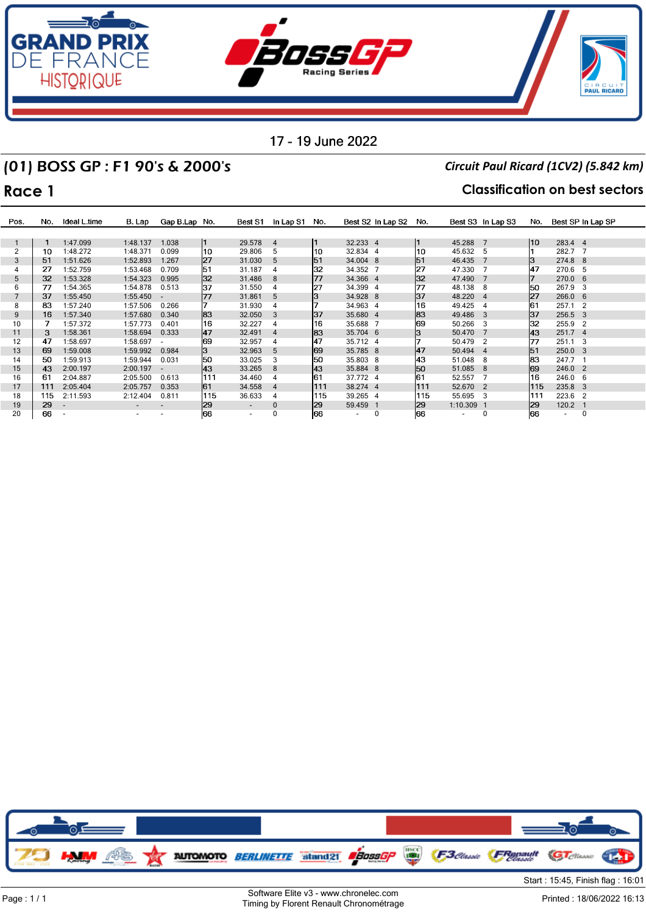17 - 19 June 2022

## (01) BOSS GP : F1 90's & 2000's

*Circuit Paul Ricard (1CV2) (5.842 km)*

## Race 1

**Classification on best sectors**

| Pos. | No. | Ideal L.time | B. Lap | Gap B.Lap | No. | Best S1 | In Lap S1 | No. | Best S2 | In Lap S2 | No. | Best S3 | In Lap S3 | No. | Best SP | In Lap SP |
|---|---|---|---|---|---|---|---|---|---|---|---|---|---|---|---|---|
| 1 | 1 | 1:47.099 | 1:48.137 | 1.038 | 1 | 29.578 | 4 | 1 | 32.233 | 4 | 1 | 45.288 | 7 | 10 | 283.4 | 4 |
| 2 | 10 | 1:48.272 | 1:48.371 | 0.099 | 10 | 29.806 | 5 | 10 | 32.834 | 4 | 10 | 45.632 | 5 | 1 | 282.7 | 7 |
| 3 | 51 | 1:51.626 | 1:52.893 | 1.267 | 27 | 31.030 | 5 | 51 | 34.004 | 8 | 51 | 46.435 | 7 | 3 | 274.8 | 8 |
| 4 | 27 | 1:52.759 | 1:53.468 | 0.709 | 51 | 31.187 | 4 | 32 | 34.352 | 7 | 27 | 47.330 | 7 | 47 | 270.6 | 5 |
| 5 | 32 | 1:53.328 | 1:54.323 | 0.995 | 32 | 31.486 | 8 | 77 | 34.366 | 4 | 32 | 47.490 | 7 | 7 | 270.0 | 6 |
| 6 | 77 | 1:54.365 | 1:54.878 | 0.513 | 37 | 31.550 | 4 | 27 | 34.399 | 4 | 77 | 48.138 | 8 | 50 | 267.9 | 3 |
| 7 | 37 | 1:55.450 | 1:55.450 | - | 77 | 31.861 | 5 | 3 | 34.928 | 8 | 37 | 48.220 | 4 | 27 | 266.0 | 6 |
| 8 | 83 | 1:57.240 | 1:57.506 | 0.266 | 7 | 31.930 | 4 | 7 | 34.963 | 4 | 16 | 49.425 | 4 | 61 | 257.1 | 2 |
| 9 | 16 | 1:57.340 | 1:57.680 | 0.340 | 83 | 32.050 | 3 | 37 | 35.680 | 4 | 83 | 49.486 | 3 | 37 | 256.5 | 3 |
| 10 | 7 | 1:57.372 | 1:57.773 | 0.401 | 16 | 32.227 | 4 | 16 | 35.688 | 7 | 69 | 50.266 | 3 | 32 | 255.9 | 2 |
| 11 | 3 | 1:58.361 | 1:58.694 | 0.333 | 47 | 32.491 | 4 | 83 | 35.704 | 6 | 3 | 50.470 | 7 | 43 | 251.7 | 4 |
| 12 | 47 | 1:58.697 | 1:58.697 | - | 69 | 32.957 | 4 | 47 | 35.712 | 4 | 7 | 50.479 | 2 | 77 | 251.1 | 3 |
| 13 | 69 | 1:59.008 | 1:59.992 | 0.984 | 3 | 32.963 | 5 | 69 | 35.785 | 8 | 47 | 50.494 | 4 | 51 | 250.0 | 3 |
| 14 | 50 | 1:59.913 | 1:59.944 | 0.031 | 50 | 33.025 | 3 | 50 | 35.803 | 8 | 43 | 51.048 | 8 | 83 | 247.7 | 1 |
| 15 | 43 | 2:00.197 | 2:00.197 | - | 43 | 33.265 | 8 | 43 | 35.884 | 8 | 50 | 51.085 | 8 | 69 | 246.0 | 2 |
| 16 | 61 | 2:04.887 | 2:05.500 | 0.613 | 111 | 34.460 | 4 | 61 | 37.772 | 4 | 61 | 52.557 | 7 | 16 | 246.0 | 6 |
| 17 | 111 | 2:05.404 | 2:05.757 | 0.353 | 61 | 34.558 | 4 | 111 | 38.274 | 4 | 111 | 52.670 | 2 | 115 | 235.8 | 3 |
| 18 | 115 | 2:11.593 | 2:12.404 | 0.811 | 115 | 36.633 | 4 | 115 | 39.265 | 4 | 115 | 55.695 | 3 | 111 | 223.6 | 2 |
| 19 | 29 | - | - | - | 29 | - | 0 | 29 | 59.459 | 1 | 29 | 1:10.309 | 1 | 29 | 120.2 | 1 |
| 20 | 66 | - | - | - | 66 | - | 0 | 66 | - | 0 | 66 | - | 0 | 66 | - | 0 |

Start : 15:45, Finish flag : 16:01

Software Elite v3 - www.chronelec.com
Timing by Florent Renault Chronométrage

Printed : 18/06/2022 16:13